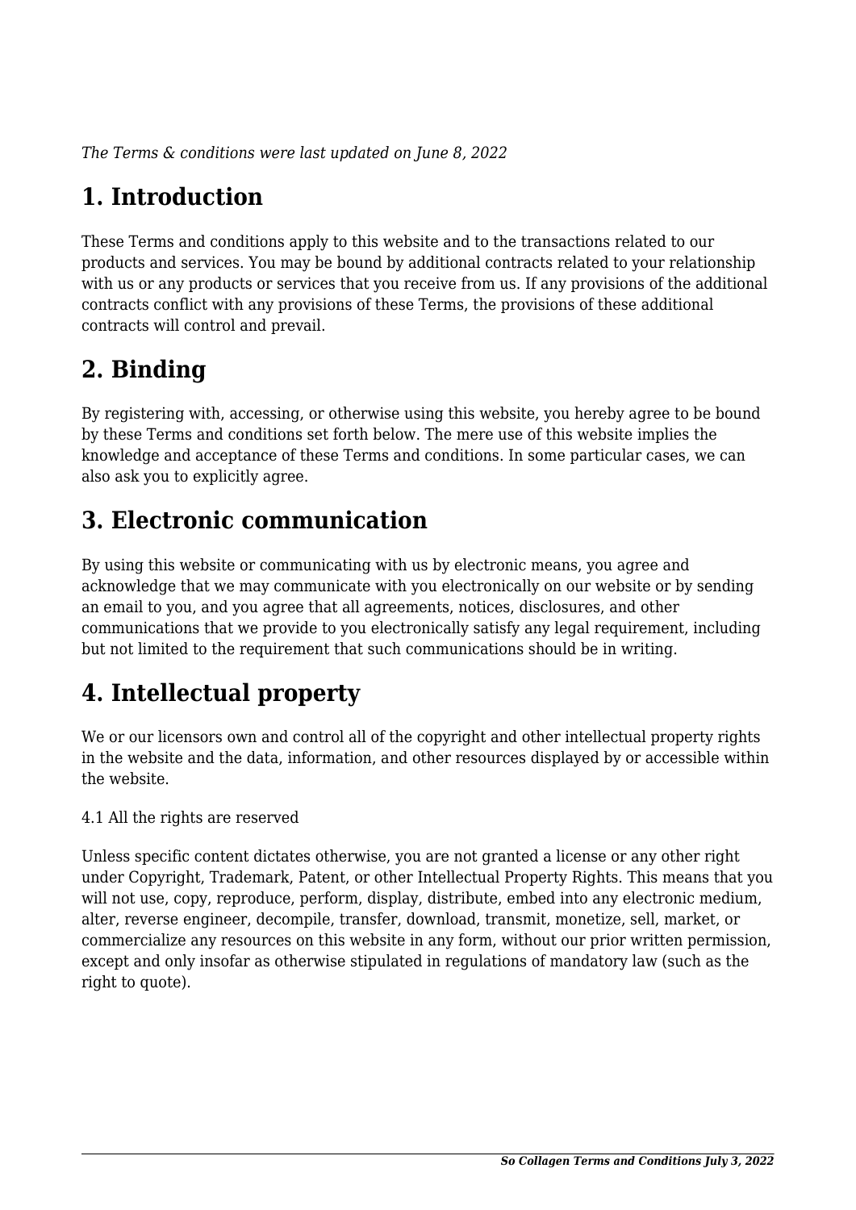*The Terms & conditions were last updated on June 8, 2022*

# 1. Introduction

These Terms and conditions apply to this website and to the transactions related to our products and services. You may be bound by additional contracts related to your relationship with us or any products or services that you receive from us. If any provisions of the additional contracts conflict with any provisions of these Terms, the provisions of these additional contracts will control and prevail.

# 2. Binding

By registering with, accessing, or otherwise using this website, you hereby agree to be bound by these Terms and conditions set forth below. The mere use of this website implies the knowledge and acceptance of these Terms and conditions. In some particular cases, we can also ask you to explicitly agree.

# 3. Electronic communication

By using this website or communicating with us by electronic means, you agree and acknowledge that we may communicate with you electronically on our website or by sending an email to you, and you agree that all agreements, notices, disclosures, and other communications that we provide to you electronically satisfy any legal requirement, including but not limited to the requirement that such communications should be in writing.

# 4. Intellectual property

We or our licensors own and control all of the copyright and other intellectual property rights in the website and the data, information, and other resources displayed by or accessible within the website.

4.1 All the rights are reserved

Unless specific content dictates otherwise, you are not granted a license or any other right under Copyright, Trademark, Patent, or other Intellectual Property Rights. This means that you will not use, copy, reproduce, perform, display, distribute, embed into any electronic medium, alter, reverse engineer, decompile, transfer, download, transmit, monetize, sell, market, or commercialize any resources on this website in any form, without our prior written permission, except and only insofar as otherwise stipulated in regulations of mandatory law (such as the right to quote).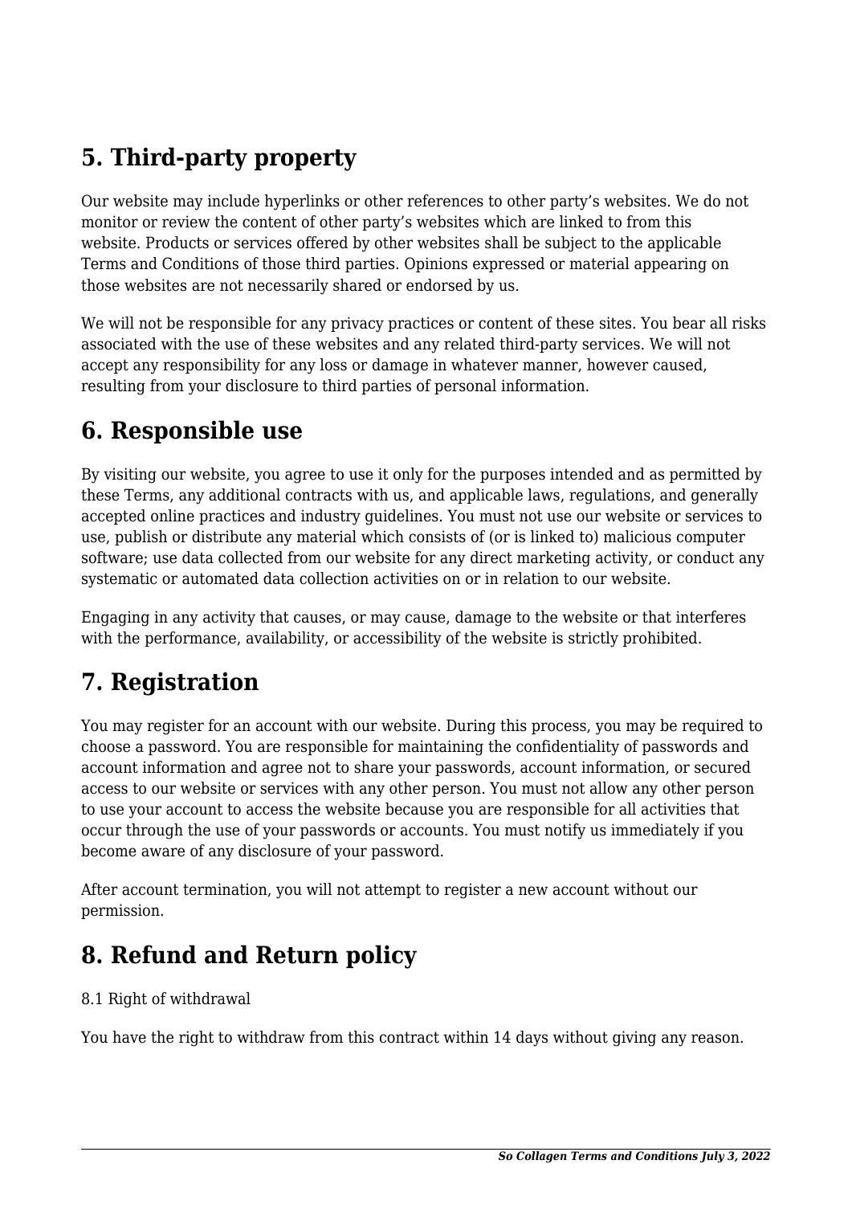## 5. Third-party property

Our website may include hyperlinks or other references to other party's websites. We do not monitor or review the content of other party's websites which are linked to from this website. Products or services offered by other websites shall be subject to the applicable Terms and Conditions of those third parties. Opinions expressed or material appearing on those websites are not necessarily shared or endorsed by us.

We will not be responsible for any privacy practices or content of these sites. You bear all risks associated with the use of these websites and any related third-party services. We will not accept any responsibility for any loss or damage in whatever manner, however caused, resulting from your disclosure to third parties of personal information.

## 6. Responsible use

By visiting our website, you agree to use it only for the purposes intended and as permitted by these Terms, any additional contracts with us, and applicable laws, regulations, and generally accepted online practices and industry guidelines. You must not use our website or services to use, publish or distribute any material which consists of (or is linked to) malicious computer software; use data collected from our website for any direct marketing activity, or conduct any systematic or automated data collection activities on or in relation to our website.

Engaging in any activity that causes, or may cause, damage to the website or that interferes with the performance, availability, or accessibility of the website is strictly prohibited.

## 7. Registration

You may register for an account with our website. During this process, you may be required to choose a password. You are responsible for maintaining the confidentiality of passwords and account information and agree not to share your passwords, account information, or secured access to our website or services with any other person. You must not allow any other person to use your account to access the website because you are responsible for all activities that occur through the use of your passwords or accounts. You must notify us immediately if you become aware of any disclosure of your password.

After account termination, you will not attempt to register a new account without our permission.

## 8. Refund and Return policy

8.1 Right of withdrawal

You have the right to withdraw from this contract within 14 days without giving any reason.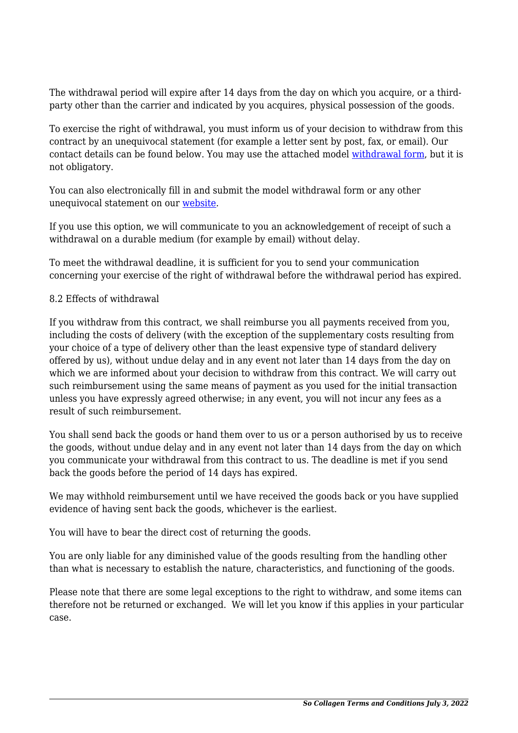The withdrawal period will expire after 14 days from the day on which you acquire, or a third-party other than the carrier and indicated by you acquires, physical possession of the goods.

To exercise the right of withdrawal, you must inform us of your decision to withdraw from this contract by an unequivocal statement (for example a letter sent by post, fax, or email). Our contact details can be found below. You may use the attached model [withdrawal form](), but it is not obligatory.

You can also electronically fill in and submit the model withdrawal form or any other unequivocal statement on our [website]().

If you use this option, we will communicate to you an acknowledgement of receipt of such a withdrawal on a durable medium (for example by email) without delay.

To meet the withdrawal deadline, it is sufficient for you to send your communication concerning your exercise of the right of withdrawal before the withdrawal period has expired.

8.2 Effects of withdrawal

If you withdraw from this contract, we shall reimburse you all payments received from you, including the costs of delivery (with the exception of the supplementary costs resulting from your choice of a type of delivery other than the least expensive type of standard delivery offered by us), without undue delay and in any event not later than 14 days from the day on which we are informed about your decision to withdraw from this contract. We will carry out such reimbursement using the same means of payment as you used for the initial transaction unless you have expressly agreed otherwise; in any event, you will not incur any fees as a result of such reimbursement.

You shall send back the goods or hand them over to us or a person authorised by us to receive the goods, without undue delay and in any event not later than 14 days from the day on which you communicate your withdrawal from this contract to us. The deadline is met if you send back the goods before the period of 14 days has expired.

We may withhold reimbursement until we have received the goods back or you have supplied evidence of having sent back the goods, whichever is the earliest.

You will have to bear the direct cost of returning the goods.

You are only liable for any diminished value of the goods resulting from the handling other than what is necessary to establish the nature, characteristics, and functioning of the goods.

Please note that there are some legal exceptions to the right to withdraw, and some items can therefore not be returned or exchanged. We will let you know if this applies in your particular case.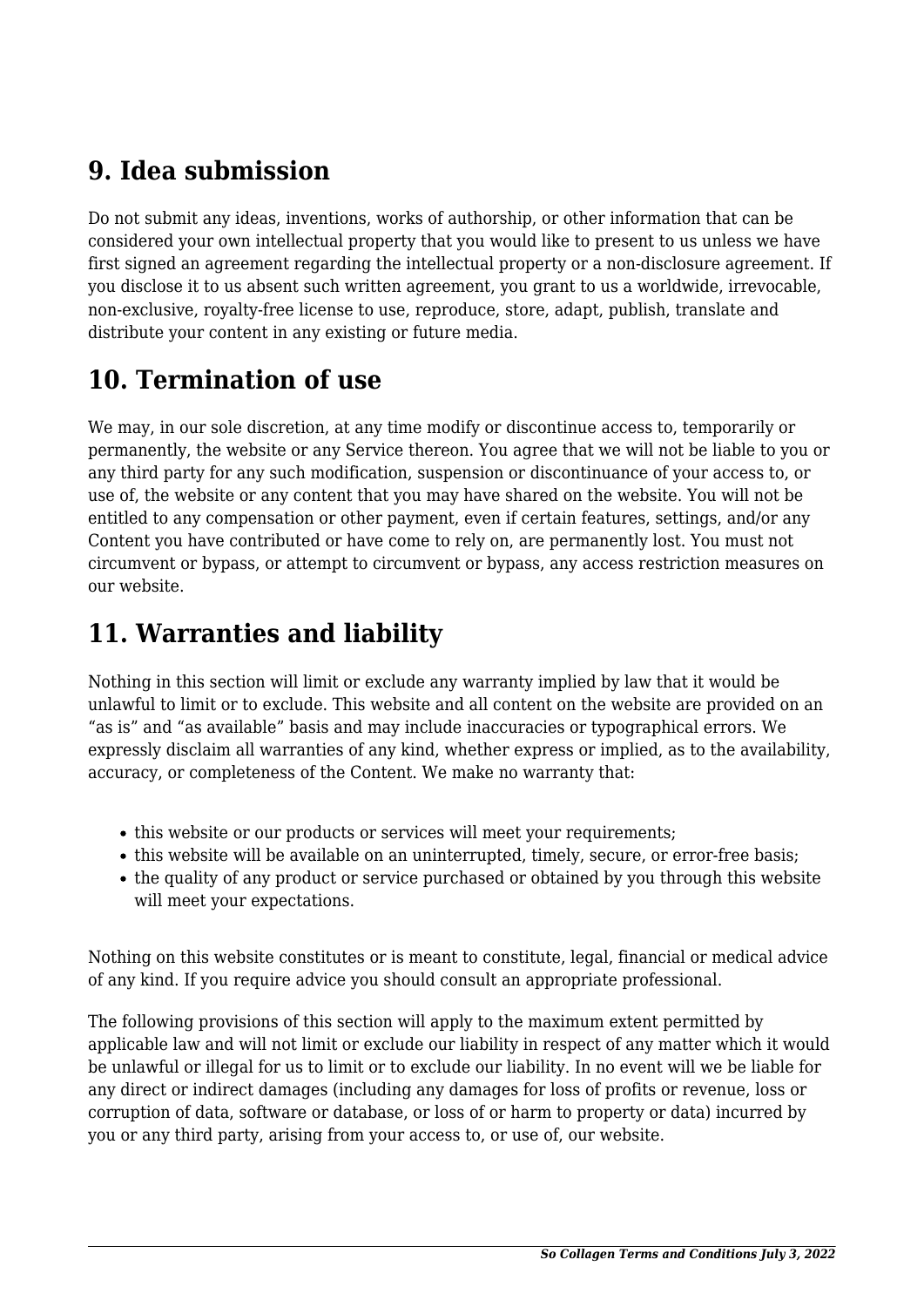## 9. Idea submission

Do not submit any ideas, inventions, works of authorship, or other information that can be considered your own intellectual property that you would like to present to us unless we have first signed an agreement regarding the intellectual property or a non-disclosure agreement. If you disclose it to us absent such written agreement, you grant to us a worldwide, irrevocable, non-exclusive, royalty-free license to use, reproduce, store, adapt, publish, translate and distribute your content in any existing or future media.

## 10. Termination of use

We may, in our sole discretion, at any time modify or discontinue access to, temporarily or permanently, the website or any Service thereon. You agree that we will not be liable to you or any third party for any such modification, suspension or discontinuance of your access to, or use of, the website or any content that you may have shared on the website. You will not be entitled to any compensation or other payment, even if certain features, settings, and/or any Content you have contributed or have come to rely on, are permanently lost. You must not circumvent or bypass, or attempt to circumvent or bypass, any access restriction measures on our website.

## 11. Warranties and liability

Nothing in this section will limit or exclude any warranty implied by law that it would be unlawful to limit or to exclude. This website and all content on the website are provided on an "as is" and "as available" basis and may include inaccuracies or typographical errors. We expressly disclaim all warranties of any kind, whether express or implied, as to the availability, accuracy, or completeness of the Content. We make no warranty that:

- this website or our products or services will meet your requirements;
- this website will be available on an uninterrupted, timely, secure, or error-free basis;
- the quality of any product or service purchased or obtained by you through this website will meet your expectations.

Nothing on this website constitutes or is meant to constitute, legal, financial or medical advice of any kind. If you require advice you should consult an appropriate professional.

The following provisions of this section will apply to the maximum extent permitted by applicable law and will not limit or exclude our liability in respect of any matter which it would be unlawful or illegal for us to limit or to exclude our liability. In no event will we be liable for any direct or indirect damages (including any damages for loss of profits or revenue, loss or corruption of data, software or database, or loss of or harm to property or data) incurred by you or any third party, arising from your access to, or use of, our website.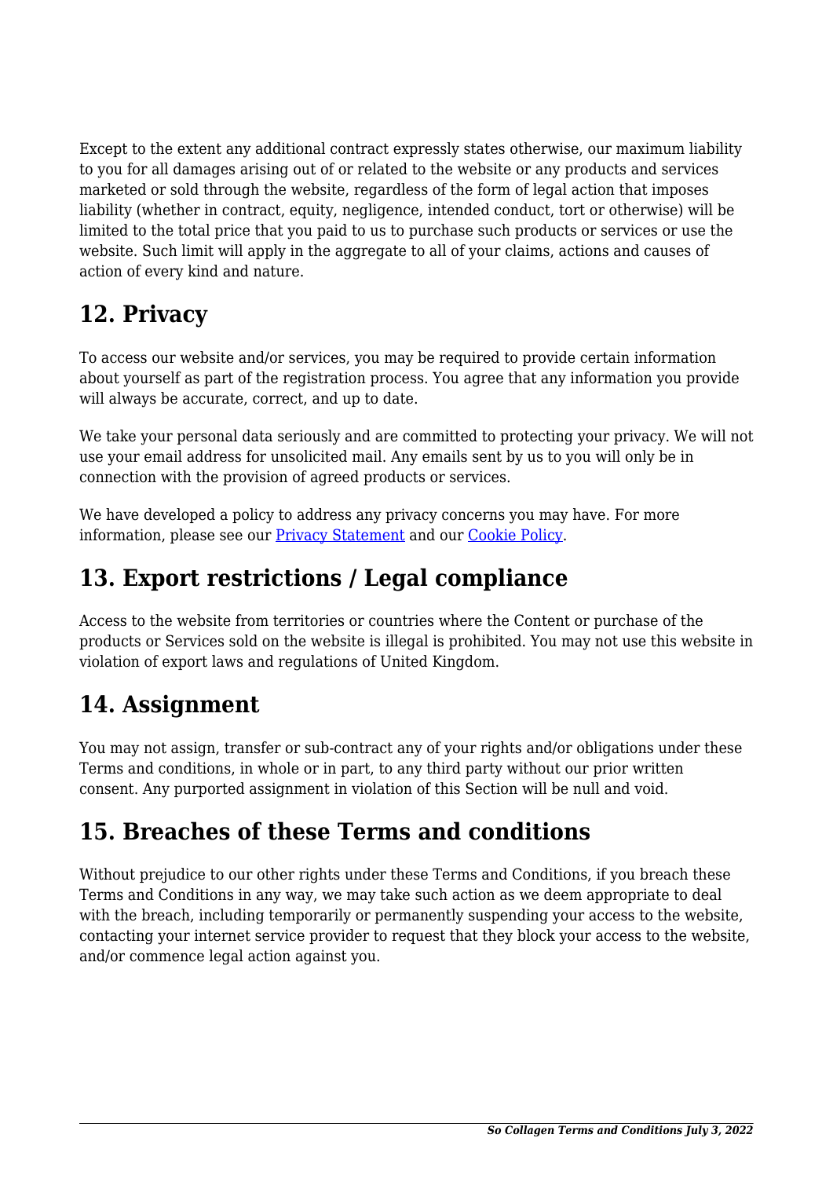Except to the extent any additional contract expressly states otherwise, our maximum liability to you for all damages arising out of or related to the website or any products and services marketed or sold through the website, regardless of the form of legal action that imposes liability (whether in contract, equity, negligence, intended conduct, tort or otherwise) will be limited to the total price that you paid to us to purchase such products or services or use the website. Such limit will apply in the aggregate to all of your claims, actions and causes of action of every kind and nature.

## 12. Privacy

To access our website and/or services, you may be required to provide certain information about yourself as part of the registration process. You agree that any information you provide will always be accurate, correct, and up to date.

We take your personal data seriously and are committed to protecting your privacy. We will not use your email address for unsolicited mail. Any emails sent by us to you will only be in connection with the provision of agreed products or services.

We have developed a policy to address any privacy concerns you may have. For more information, please see our Privacy Statement and our Cookie Policy.

## 13. Export restrictions / Legal compliance

Access to the website from territories or countries where the Content or purchase of the products or Services sold on the website is illegal is prohibited. You may not use this website in violation of export laws and regulations of United Kingdom.

## 14. Assignment

You may not assign, transfer or sub-contract any of your rights and/or obligations under these Terms and conditions, in whole or in part, to any third party without our prior written consent. Any purported assignment in violation of this Section will be null and void.

## 15. Breaches of these Terms and conditions

Without prejudice to our other rights under these Terms and Conditions, if you breach these Terms and Conditions in any way, we may take such action as we deem appropriate to deal with the breach, including temporarily or permanently suspending your access to the website, contacting your internet service provider to request that they block your access to the website, and/or commence legal action against you.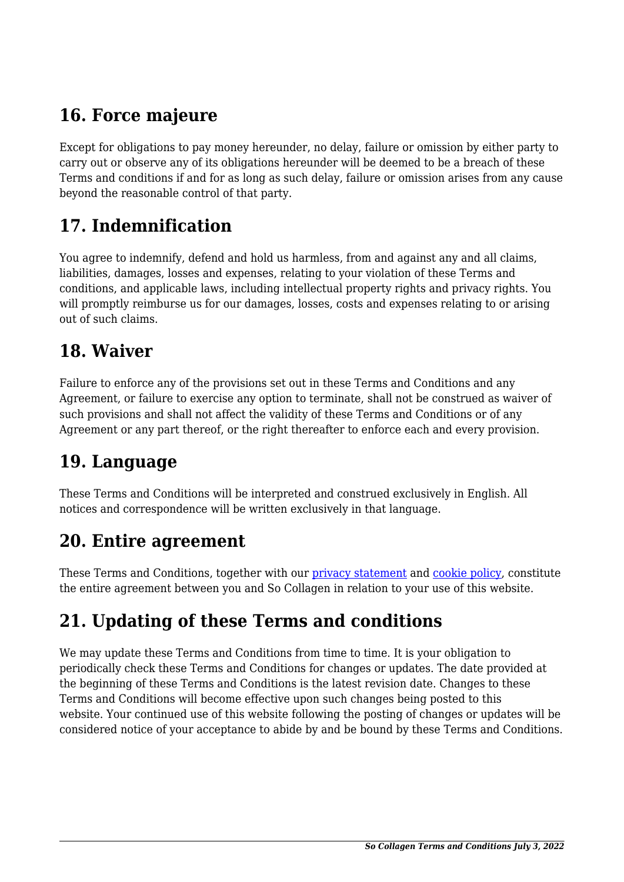## 16. Force majeure

Except for obligations to pay money hereunder, no delay, failure or omission by either party to carry out or observe any of its obligations hereunder will be deemed to be a breach of these Terms and conditions if and for as long as such delay, failure or omission arises from any cause beyond the reasonable control of that party.

## 17. Indemnification

You agree to indemnify, defend and hold us harmless, from and against any and all claims, liabilities, damages, losses and expenses, relating to your violation of these Terms and conditions, and applicable laws, including intellectual property rights and privacy rights. You will promptly reimburse us for our damages, losses, costs and expenses relating to or arising out of such claims.

## 18. Waiver

Failure to enforce any of the provisions set out in these Terms and Conditions and any Agreement, or failure to exercise any option to terminate, shall not be construed as waiver of such provisions and shall not affect the validity of these Terms and Conditions or of any Agreement or any part thereof, or the right thereafter to enforce each and every provision.

## 19. Language

These Terms and Conditions will be interpreted and construed exclusively in English. All notices and correspondence will be written exclusively in that language.

## 20. Entire agreement

These Terms and Conditions, together with our privacy statement and cookie policy, constitute the entire agreement between you and So Collagen in relation to your use of this website.

## 21. Updating of these Terms and conditions

We may update these Terms and Conditions from time to time. It is your obligation to periodically check these Terms and Conditions for changes or updates. The date provided at the beginning of these Terms and Conditions is the latest revision date. Changes to these Terms and Conditions will become effective upon such changes being posted to this website. Your continued use of this website following the posting of changes or updates will be considered notice of your acceptance to abide by and be bound by these Terms and Conditions.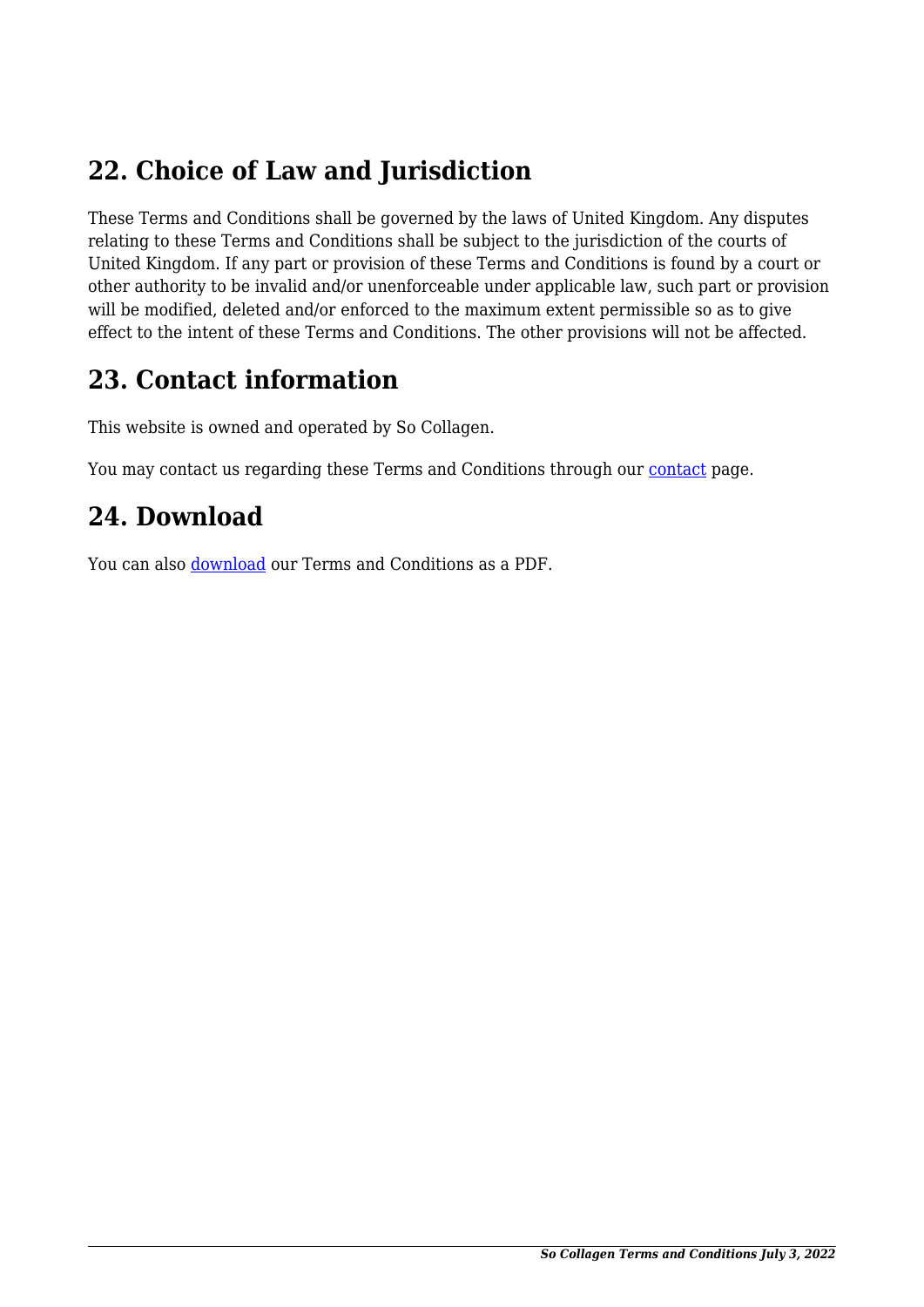## 22. Choice of Law and Jurisdiction

These Terms and Conditions shall be governed by the laws of United Kingdom. Any disputes relating to these Terms and Conditions shall be subject to the jurisdiction of the courts of United Kingdom. If any part or provision of these Terms and Conditions is found by a court or other authority to be invalid and/or unenforceable under applicable law, such part or provision will be modified, deleted and/or enforced to the maximum extent permissible so as to give effect to the intent of these Terms and Conditions. The other provisions will not be affected.

## 23. Contact information

This website is owned and operated by So Collagen.

You may contact us regarding these Terms and Conditions through our contact page.

## 24. Download

You can also download our Terms and Conditions as a PDF.